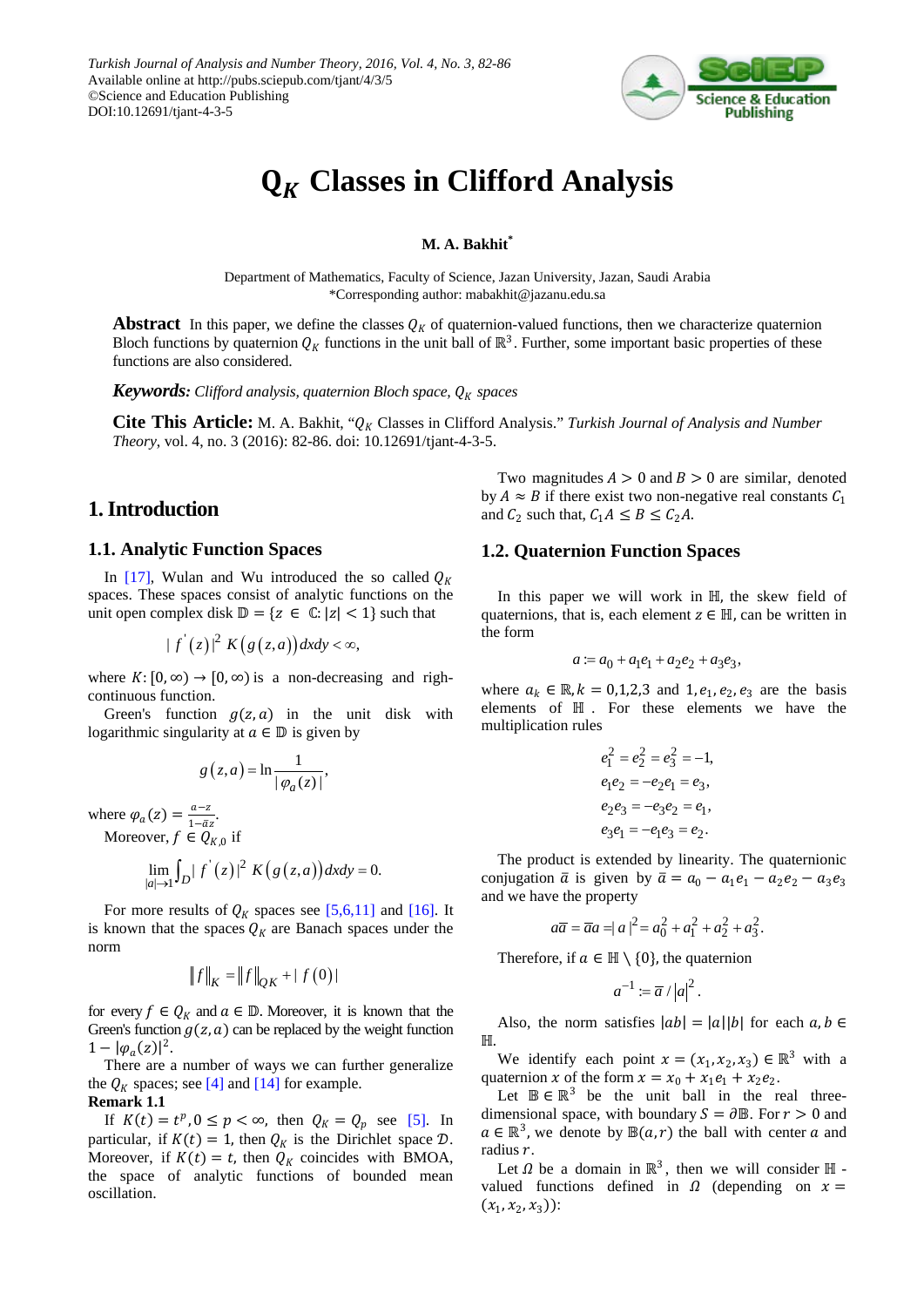# $Q_K$ Classes in Clifford Analysis

**M. A. Bakhit***

Department of Mathematics, Faculty of Science, Jazan University, Jazan, Saudi Arabia
*Corresponding author: mabakhit@jazanu.edu.sa

**Abstract** In this paper, we define the classes $Q_K$ of quaternion-valued functions, then we characterize quaternion Bloch functions by quaternion $Q_K$ functions in the unit ball of $\mathbb{R}^3$. Further, some important basic properties of these functions are also considered.

***Keywords:*** *Clifford analysis, quaternion Bloch space, $Q_K$ spaces*

**Cite This Article:** M. A. Bakhit, "$Q_K$ Classes in Clifford Analysis." *Turkish Journal of Analysis and Number Theory*, vol. 4, no. 3 (2016): 82-86. doi: 10.12691/tjant-4-3-5.

## 1. Introduction

### 1.1. Analytic Function Spaces

In [17], Wulan and Wu introduced the so called $Q_K$ spaces. These spaces consist of analytic functions on the unit open complex disk $\mathbb{D} = \{z \in \mathbb{C}: |z| < 1\}$ such that

$$|f'(z)|^2 K(g(z,a))dxdy < \infty,$$

where $K: [0,\infty) \to [0,\infty)$ is a non-decreasing and righ-continuous function.

Green's function $g(z,a)$ in the unit disk with logarithmic singularity at $a \in \mathbb{D}$ is given by

$$g(z,a) = \ln \frac{1}{|\varphi_a(z)|},$$

where $\varphi_a(z) = \frac{a-z}{1-\bar{a}z}$.

Moreover, $f \in Q_{K,0}$ if

$$\lim_{|a|\to 1} \int_D |f'(z)|^2 K(g(z,a))dxdy = 0.$$

For more results of $Q_K$ spaces see [5,6,11] and [16]. It is known that the spaces $Q_K$ are Banach spaces under the norm

$$\|f\|_K = \|f\|_{QK} + |f(0)|$$

for every $f \in Q_K$ and $a \in \mathbb{D}$. Moreover, it is known that the Green's function $g(z,a)$ can be replaced by the weight function $1 - |\varphi_a(z)|^2$.

There are a number of ways we can further generalize the $Q_K$ spaces; see [4] and [14] for example.

**Remark 1.1**

If $K(t) = t^p, 0 \le p < \infty$, then $Q_K = Q_p$ see [5]. In particular, if $K(t) = 1$, then $Q_K$ is the Dirichlet space $\mathcal{D}$. Moreover, if $K(t) = t$, then $Q_K$ coincides with BMOA, the space of analytic functions of bounded mean oscillation.

Two magnitudes $A > 0$ and $B > 0$ are similar, denoted by $A \approx B$ if there exist two non-negative real constants $C_1$ and $C_2$ such that, $C_1 A \le B \le C_2 A$.

### 1.2. Quaternion Function Spaces

In this paper we will work in $\mathbb{H}$, the skew field of quaternions, that is, each element $z \in \mathbb{H}$, can be written in the form

$$a := a_0 + a_1 e_1 + a_2 e_2 + a_3 e_3,$$

where $a_k \in \mathbb{R}, k = 0,1,2,3$ and $1, e_1, e_2, e_3$ are the basis elements of $\mathbb{H}$. For these elements we have the multiplication rules

$$e_1^2 = e_2^2 = e_3^2 = -1,$$
$$e_1 e_2 = -e_2 e_1 = e_3,$$
$$e_2 e_3 = -e_3 e_2 = e_1,$$
$$e_3 e_1 = -e_1 e_3 = e_2.$$

The product is extended by linearity. The quaternionic conjugation $\bar{a}$ is given by $\bar{a} = a_0 - a_1 e_1 - a_2 e_2 - a_3 e_3$ and we have the property

$$a\bar{a} = \bar{a}a = |a|^2 = a_0^2 + a_1^2 + a_2^2 + a_3^2.$$

Therefore, if $a \in \mathbb{H} \setminus \{0\}$, the quaternion

$$a^{-1} := \bar{a} / |a|^2.$$

Also, the norm satisfies $|ab| = |a||b|$ for each $a, b \in \mathbb{H}$.

We identify each point $x = (x_1, x_2, x_3) \in \mathbb{R}^3$ with a quaternion $x$ of the form $x = x_0 + x_1 e_1 + x_2 e_2$.

Let $\mathbb{B} \in \mathbb{R}^3$ be the unit ball in the real three-dimensional space, with boundary $S = \partial\mathbb{B}$. For $r > 0$ and $a \in \mathbb{R}^3$, we denote by $\mathbb{B}(a,r)$ the ball with center $a$ and radius $r$.

Let $\Omega$ be a domain in $\mathbb{R}^3$, then we will consider $\mathbb{H}$-valued functions defined in $\Omega$ (depending on $x = (x_1, x_2, x_3)$):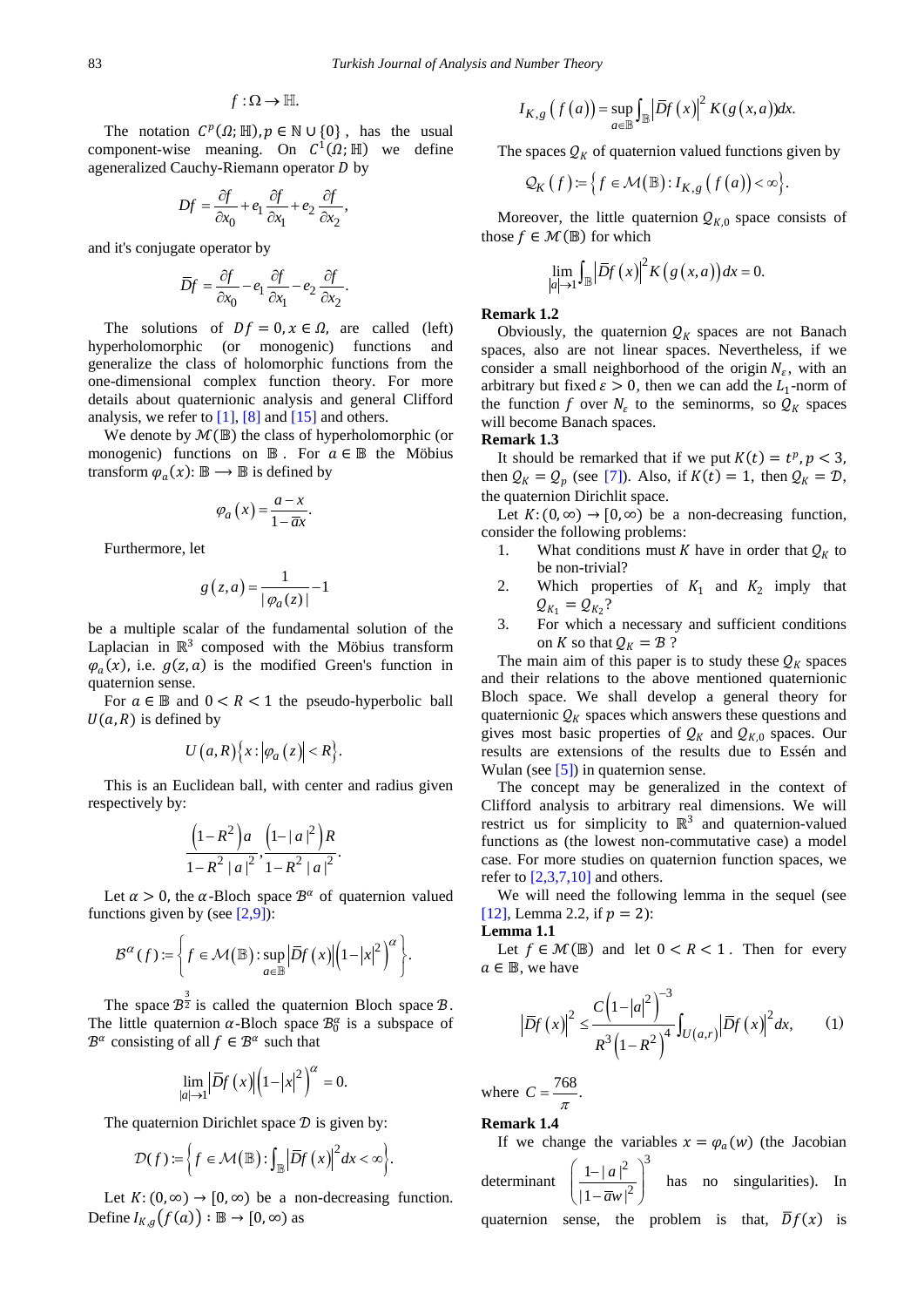$$f : \Omega \to \mathbb{H}.$$

The notation $C^p(\Omega;\mathbb{H}), p \in \mathbb{N} \cup \{0\}$, has the usual component-wise meaning. On $C^1(\Omega;\mathbb{H})$ we define ageneralized Cauchy-Riemann operator $D$ by

$$Df = \frac{\partial f}{\partial x_0} + e_1 \frac{\partial f}{\partial x_1} + e_2 \frac{\partial f}{\partial x_2},$$

and it's conjugate operator by

$$\overline{D}f = \frac{\partial f}{\partial x_0} - e_1 \frac{\partial f}{\partial x_1} - e_2 \frac{\partial f}{\partial x_2}.$$

The solutions of $Df = 0, x \in \Omega$, are called (left) hyperholomorphic (or monogenic) functions and generalize the class of holomorphic functions from the one-dimensional complex function theory. For more details about quaternionic analysis and general Clifford analysis, we refer to [1], [8] and [15] and others.

We denote by $\mathcal{M}(\mathbb{B})$ the class of hyperholomorphic (or monogenic) functions on $\mathbb{B}$. For $a \in \mathbb{B}$ the Möbius transform $\varphi_a(x)$: $\mathbb{B} \longrightarrow \mathbb{B}$ is defined by

$$\varphi_a(x) = \frac{a - x}{1 - \overline{a}x}.$$

Furthermore, let

$$g(z,a) = \frac{1}{|\varphi_a(z)|} - 1$$

be a multiple scalar of the fundamental solution of the Laplacian in $\mathbb{R}^3$ composed with the Möbius transform $\varphi_a(x)$, i.e. $g(z,a)$ is the modified Green's function in quaternion sense.

For $a \in \mathbb{B}$ and $0 < R < 1$ the pseudo-hyperbolic ball $U(a,R)$ is defined by

$$U(a,R)\{x : |\varphi_a(z)| < R\}.$$

This is an Euclidean ball, with center and radius given respectively by:

$$\frac{\left(1-R^2\right)a}{1-R^2|a|^2}, \frac{\left(1-|a|^2\right)R}{1-R^2|a|^2}.$$

Let $\alpha > 0$, the $\alpha$-Bloch space $\mathcal{B}^\alpha$ of quaternion valued functions given by (see [2,9]):

$$\mathcal{B}^\alpha(f) := \left\{ f \in \mathcal{M}(\mathbb{B}) : \sup_{a \in \mathbb{B}} \left|\overline{D}f(x)\right| \left(1-|x|^2\right)^\alpha \right\}.$$

The space $\mathcal{B}^{\frac{3}{2}}$ is called the quaternion Bloch space $\mathcal{B}$. The little quaternion $\alpha$-Bloch space $\mathcal{B}_0^\alpha$ is a subspace of $\mathcal{B}^\alpha$ consisting of all $f \in \mathcal{B}^\alpha$ such that

$$\lim_{|a| \to 1} \left|\overline{D}f(x)\right| \left(1-|x|^2\right)^\alpha = 0.$$

The quaternion Dirichlet space $\mathcal{D}$ is given by:

$$\mathcal{D}(f) := \left\{ f \in \mathcal{M}(\mathbb{B}) : \int_{\mathbb{B}} \left|\overline{D}f(x)\right|^2 dx < \infty \right\}.$$

Let $K : (0,\infty) \to [0,\infty)$ be a non-decreasing function. Define $I_{K,g}(f(a)) : \mathbb{B} \to [0,\infty)$ as

$$I_{K,g}(f(a)) = \sup_{a \in \mathbb{B}} \int_{\mathbb{B}} \left|\overline{D}f(x)\right|^2 K(g(x,a)) dx.$$

The spaces $Q_K$ of quaternion valued functions given by

$$\mathcal{Q}_K(f) := \left\{ f \in \mathcal{M}(\mathbb{B}) : I_{K,g}(f(a)) < \infty \right\}.$$

Moreover, the little quaternion $Q_{K,0}$ space consists of those $f \in \mathcal{M}(\mathbb{B})$ for which

$$\lim_{|a| \to 1} \int_{\mathbb{B}} \left|\overline{D}f(x)\right|^2 K(g(x,a)) dx = 0.$$

**Remark 1.2**

Obviously, the quaternion $Q_K$ spaces are not Banach spaces, also are not linear spaces. Nevertheless, if we consider a small neighborhood of the origin $N_\varepsilon$, with an arbitrary but fixed $\varepsilon > 0$, then we can add the $L_1$-norm of the function $f$ over $N_\varepsilon$ to the seminorms, so $Q_K$ spaces will become Banach spaces.

**Remark 1.3**

It should be remarked that if we put $K(t) = t^p, p < 3$, then $Q_K = Q_p$ (see [7]). Also, if $K(t) = 1$, then $Q_K = \mathcal{D}$, the quaternion Dirichlit space.

Let $K : (0,\infty) \to [0,\infty)$ be a non-decreasing function, consider the following problems:

1. What conditions must $K$ have in order that $Q_K$ to be non-trivial?
2. Which properties of $K_1$ and $K_2$ imply that $Q_{K_1} = Q_{K_2}$?
3. For which a necessary and sufficient conditions on $K$ so that $Q_K = \mathcal{B}$ ?

The main aim of this paper is to study these $Q_K$ spaces and their relations to the above mentioned quaternionic Bloch space. We shall develop a general theory for quaternionic $Q_K$ spaces which answers these questions and gives most basic properties of $Q_K$ and $Q_{K,0}$ spaces. Our results are extensions of the results due to Essén and Wulan (see [5]) in quaternion sense.

The concept may be generalized in the context of Clifford analysis to arbitrary real dimensions. We will restrict us for simplicity to $\mathbb{R}^3$ and quaternion-valued functions as (the lowest non-commutative case) a model case. For more studies on quaternion function spaces, we refer to [2,3,7,10] and others.

We will need the following lemma in the sequel (see [12], Lemma 2.2, if $p = 2$):

**Lemma 1.1**

Let $f \in \mathcal{M}(\mathbb{B})$ and let $0 < R < 1$. Then for every $a \in \mathbb{B}$, we have

$$\left|\overline{D}f(x)\right|^2 \leq \frac{C\left(1-|a|^2\right)^{-3}}{R^3\left(1-R^2\right)^4} \int_{U(a,r)} \left|\overline{D}f(x)\right|^2 dx, \qquad (1)$$

where $C = \frac{768}{\pi}$.

**Remark 1.4**

If we change the variables $x = \varphi_a(w)$ (the Jacobian determinant $\left(\frac{1-|a|^2}{|1-\overline{a}w|^2}\right)^3$ has no singularities). In quaternion sense, the problem is that, $\overline{D}f(x)$ is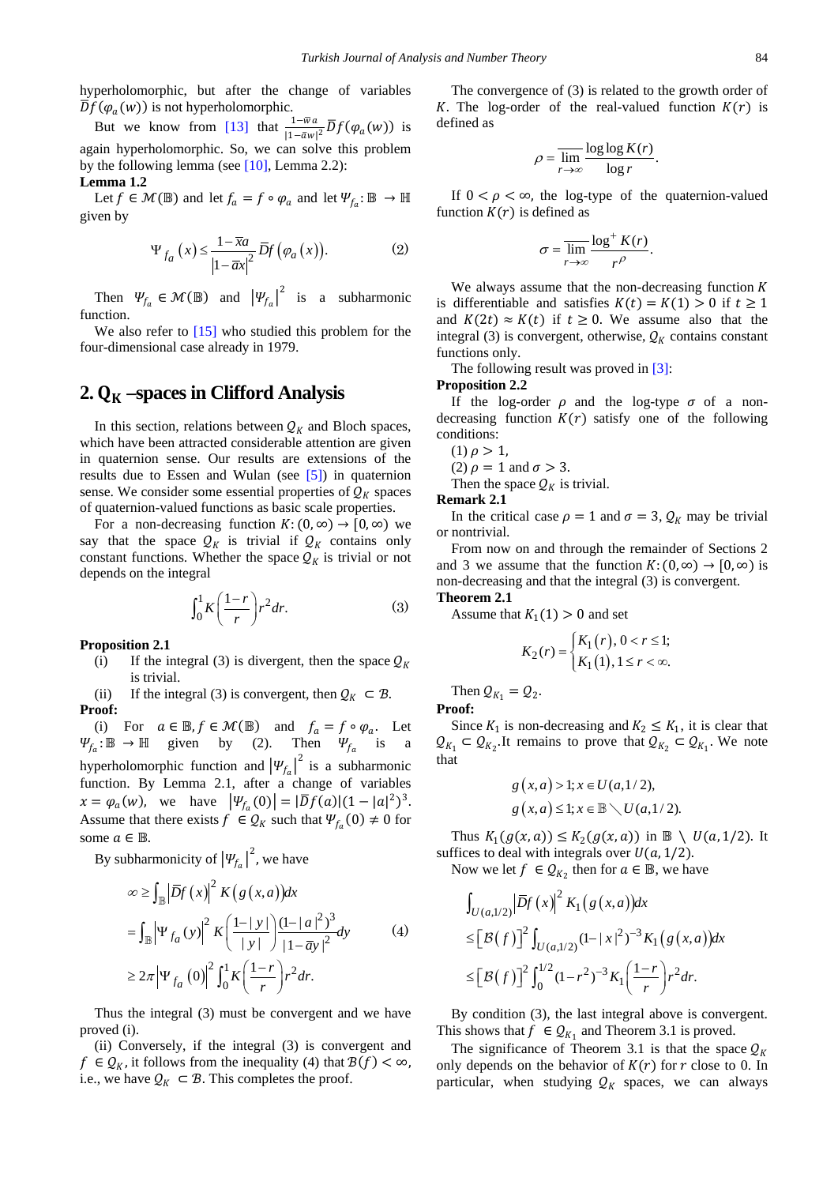hyperholomorphic, but after the change of variables $\overline{D}f(\varphi_a(w))$ is not hyperholomorphic.

But we know from [13] that $\frac{1-\overline{w}a}{|1-\bar{a}w|^2}\overline{D}f(\varphi_a(w))$ is again hyperholomorphic. So, we can solve this problem by the following lemma (see [10], Lemma 2.2):

**Lemma 1.2**

Let $f \in \mathcal{M}(\mathbb{B})$ and let $f_a = f \circ \varphi_a$ and let $\Psi_{f_a}: \mathbb{B} \to \mathbb{H}$ given by

$$\Psi_{f_a}(x) \leq \frac{1-\overline{x}a}{|1-\bar{a}x|^2}\overline{D}f(\varphi_a(x)). \tag{2}$$

Then $\Psi_{f_a} \in \mathcal{M}(\mathbb{B})$ and $|\Psi_{f_a}|^2$ is a subharmonic function.

We also refer to [15] who studied this problem for the four-dimensional case already in 1979.

## 2. $Q_K$ –spaces in Clifford Analysis

In this section, relations between $Q_K$ and Bloch spaces, which have been attracted considerable attention are given in quaternion sense. Our results are extensions of the results due to Essen and Wulan (see [5]) in quaternion sense. We consider some essential properties of $Q_K$ spaces of quaternion-valued functions as basic scale properties.

For a non-decreasing function $K:(0,\infty) \to [0,\infty)$ we say that the space $Q_K$ is trivial if $Q_K$ contains only constant functions. Whether the space $Q_K$ is trivial or not depends on the integral

$$\int_0^1 K\left(\frac{1-r}{r}\right) r^2 dr. \tag{3}$$

**Proposition 2.1**

(i) If the integral (3) is divergent, then the space $Q_K$ is trivial.

(ii) If the integral (3) is convergent, then $Q_K \subset \mathcal{B}$.

**Proof:**

(i) For $a \in \mathbb{B}, f \in \mathcal{M}(\mathbb{B})$ and $f_a = f \circ \varphi_a$. Let $\Psi_{f_a}: \mathbb{B} \to \mathbb{H}$ given by (2). Then $\Psi_{f_a}$ is a hyperholomorphic function and $|\Psi_{f_a}|^2$ is a subharmonic function. By Lemma 2.1, after a change of variables $x = \varphi_a(w)$, we have $|\Psi_{f_a}(0)| = |\overline{D}f(a)|(1-|a|^2)^3$. Assume that there exists $f \in Q_K$ such that $\Psi_{f_a}(0) \neq 0$ for some $a \in \mathbb{B}$.

By subharmonicity of $|\Psi_{f_a}|^2$, we have

$$\begin{aligned} \infty &\geq \int_{\mathbb{B}} \left|\overline{D}f(x)\right|^2 K(g(x,a))dx \\ &= \int_{\mathbb{B}} \left|\Psi_{f_a}(y)\right|^2 K\left(\frac{1-|y|}{|y|}\right)\frac{(1-|a|^2)^3}{|1-\bar{a}y|^2}dy \\ &\geq 2\pi\left|\Psi_{f_a}(0)\right|^2 \int_0^1 K\left(\frac{1-r}{r}\right)r^2 dr. \end{aligned} \tag{4}$$

Thus the integral (3) must be convergent and we have proved (i).

(ii) Conversely, if the integral (3) is convergent and $f \in Q_K$, it follows from the inequality (4) that $\mathcal{B}(f) < \infty$, i.e., we have $Q_K \subset \mathcal{B}$. This completes the proof.

The convergence of (3) is related to the growth order of $K$. The log-order of the real-valued function $K(r)$ is defined as

$$\rho = \overline{\lim_{r\to\infty}} \frac{\log\log K(r)}{\log r}.$$

If $0 < \rho < \infty$, the log-type of the quaternion-valued function $K(r)$ is defined as

$$\sigma = \overline{\lim_{r\to\infty}} \frac{\log^+ K(r)}{r^\rho}.$$

We always assume that the non-decreasing function $K$ is differentiable and satisfies $K(t) = K(1) > 0$ if $t \geq 1$ and $K(2t) \approx K(t)$ if $t \geq 0$. We assume also that the integral (3) is convergent, otherwise, $Q_K$ contains constant functions only.

The following result was proved in [3]:

**Proposition 2.2**

If the log-order $\rho$ and the log-type $\sigma$ of a non-decreasing function $K(r)$ satisfy one of the following conditions:

(1) $\rho > 1$,

(2) $\rho = 1$ and $\sigma > 3$.

Then the space $Q_K$ is trivial.

**Remark 2.1**

In the critical case $\rho = 1$ and $\sigma = 3$, $Q_K$ may be trivial or nontrivial.

From now on and through the remainder of Sections 2 and 3 we assume that the function $K:(0,\infty) \to [0,\infty)$ is non-decreasing and that the integral (3) is convergent.

**Theorem 2.1**

Assume that $K_1(1) > 0$ and set

$$K_2(r) = \begin{cases} K_1(r), & 0 < r \leq 1; \\ K_1(1), & 1 \leq r < \infty. \end{cases}$$

Then $Q_{K_1} = Q_2$.

**Proof:**

Since $K_1$ is non-decreasing and $K_2 \leq K_1$, it is clear that $Q_{K_1} \subset Q_{K_2}$. It remains to prove that $Q_{K_2} \subset Q_{K_1}$. We note that

$$\begin{aligned} &g(x,a) > 1; x \in U(a,1/2), \\ &g(x,a) \leq 1; x \in \mathbb{B} \setminus U(a,1/2). \end{aligned}$$

Thus $K_1(g(x,a)) \leq K_2(g(x,a))$ in $\mathbb{B} \setminus U(a,1/2)$. It suffices to deal with integrals over $U(a,1/2)$.

Now we let $f \in Q_{K_2}$ then for $a \in \mathbb{B}$, we have

$$\begin{aligned} &\int_{U(a,1/2)} \left|\overline{D}f(x)\right|^2 K_1(g(x,a))dx \\ &\leq \left[\mathcal{B}(f)\right]^2 \int_{U(a,1/2)} (1-|x|^2)^{-3} K_1(g(x,a))dx \\ &\leq \left[\mathcal{B}(f)\right]^2 \int_0^{1/2} (1-r^2)^{-3} K_1\left(\frac{1-r}{r}\right)r^2 dr. \end{aligned}$$

By condition (3), the last integral above is convergent. This shows that $f \in Q_{K_1}$ and Theorem 3.1 is proved.

The significance of Theorem 3.1 is that the space $Q_K$ only depends on the behavior of $K(r)$ for $r$ close to 0. In particular, when studying $Q_K$ spaces, we can always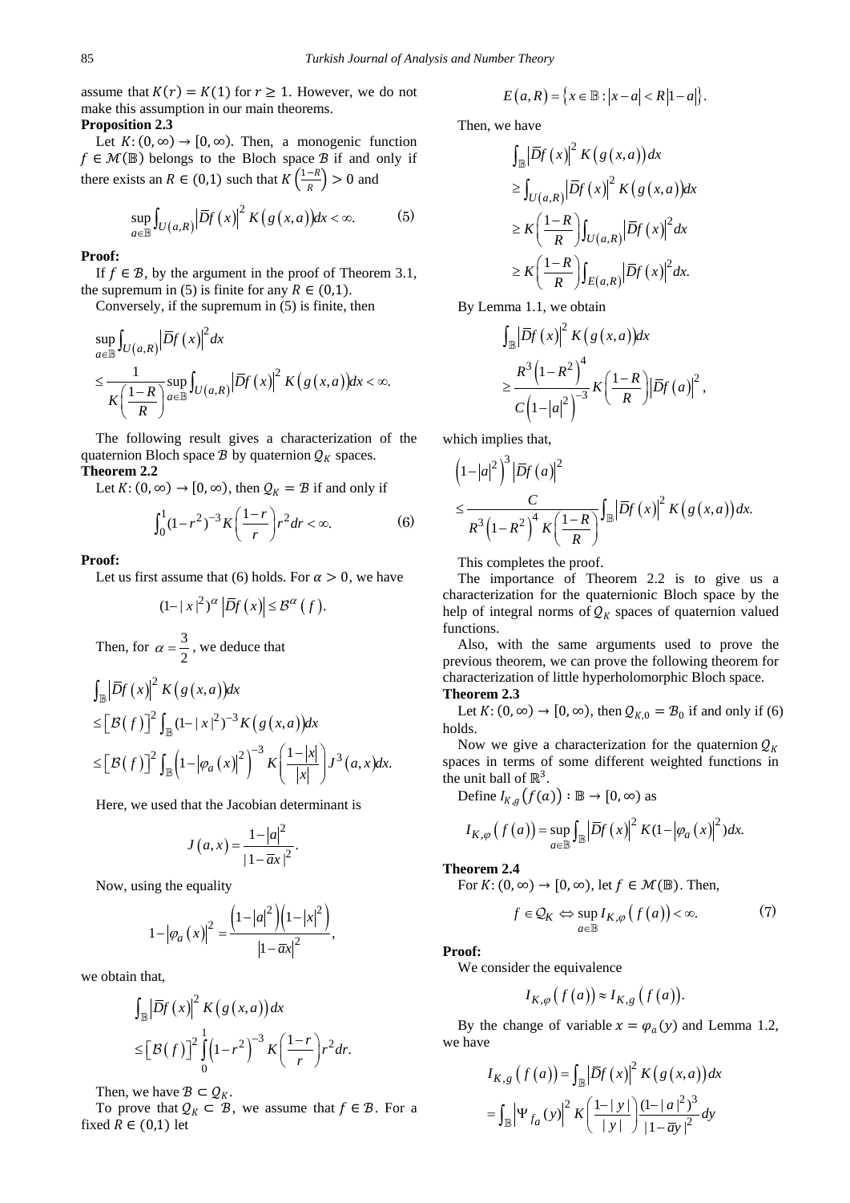assume that $K(r) = K(1)$ for $r \geq 1$. However, we do not make this assumption in our main theorems.

**Proposition 2.3**

Let $K: (0, \infty) \to [0, \infty)$. Then, a monogenic function $f \in \mathcal{M}(\mathbb{B})$ belongs to the Bloch space $\mathcal{B}$ if and only if there exists an $R \in (0,1)$ such that $K\left(\frac{1-R}{R}\right) > 0$ and

$$\sup_{a \in \mathbb{B}} \int_{U(a,R)} \left|\overline{D} f(x)\right|^2 K(g(x,a)) dx < \infty. \tag{5}$$

**Proof:**

If $f \in \mathcal{B}$, by the argument in the proof of Theorem 3.1, the supremum in (5) is finite for any $R \in (0,1)$.

Conversely, if the supremum in (5) is finite, then

$$\begin{aligned}
&\sup_{a \in \mathbb{B}} \int_{U(a,R)} \left|\overline{D} f(x)\right|^2 dx \\
&\leq \frac{1}{K\left(\frac{1-R}{R}\right)} \sup_{a \in \mathbb{B}} \int_{U(a,R)} \left|\overline{D} f(x)\right|^2 K(g(x,a)) dx < \infty.
\end{aligned}$$

The following result gives a characterization of the quaternion Bloch space $\mathcal{B}$ by quaternion $Q_K$ spaces.

**Theorem 2.2**

Let $K: (0, \infty) \to [0, \infty)$, then $Q_K = \mathcal{B}$ if and only if

$$\int_0^1 (1-r^2)^{-3} K\left(\frac{1-r}{r}\right) r^2 dr < \infty. \tag{6}$$

**Proof:**

Let us first assume that (6) holds. For $\alpha > 0$, we have

$$(1-|x|^2)^{\alpha} \left|\overline{D} f(x)\right| \leq \mathcal{B}^{\alpha}(f).$$

Then, for $\alpha = \frac{3}{2}$, we deduce that

$$\begin{aligned}
&\int_{\mathbb{B}} \left|\overline{D} f(x)\right|^2 K(g(x,a)) dx \\
&\leq \left[\mathcal{B}(f)\right]^2 \int_{\mathbb{B}} (1-|x|^2)^{-3} K(g(x,a)) dx \\
&\leq \left[\mathcal{B}(f)\right]^2 \int_{\mathbb{B}} \left(1-\left|\varphi_a(x)\right|^2\right)^{-3} K\left(\frac{1-|x|}{|x|}\right) J^3(a,x) dx.
\end{aligned}$$

Here, we used that the Jacobian determinant is

$$J(a,x) = \frac{1-|a|^2}{|1-\overline{a}x|^2}.$$

Now, using the equality

$$1-\left|\varphi_a(x)\right|^2 = \frac{\left(1-|a|^2\right)\left(1-|x|^2\right)}{\left|1-\overline{a}x\right|^2},$$

we obtain that,

$$\begin{aligned}
&\int_{\mathbb{B}} \left|\overline{D} f(x)\right|^2 K(g(x,a)) dx \\
&\leq \left[\mathcal{B}(f)\right]^2 \int_0^1 \left(1-r^2\right)^{-3} K\left(\frac{1-r}{r}\right) r^2 dr.
\end{aligned}$$

Then, we have $\mathcal{B} \subset Q_K$.

To prove that $Q_K \subset \mathcal{B}$, we assume that $f \in \mathcal{B}$. For a fixed $R \in (0,1)$ let

$$E(a,R) = \left\{x \in \mathbb{B} : |x-a| < R\left|1-a\right|\right\}.$$

Then, we have

$$\begin{aligned}
&\int_{\mathbb{B}} \left|\overline{D} f(x)\right|^2 K(g(x,a)) dx \\
&\geq \int_{U(a,R)} \left|\overline{D} f(x)\right|^2 K(g(x,a)) dx \\
&\geq K\left(\frac{1-R}{R}\right) \int_{U(a,R)} \left|\overline{D} f(x)\right|^2 dx \\
&\geq K\left(\frac{1-R}{R}\right) \int_{E(a,R)} \left|\overline{D} f(x)\right|^2 dx.
\end{aligned}$$

By Lemma 1.1, we obtain

$$\begin{aligned}
&\int_{\mathbb{B}} \left|\overline{D} f(x)\right|^2 K(g(x,a)) dx \\
&\geq \frac{R^3\left(1-R^2\right)^4}{C\left(1-|a|^2\right)^{-3}} K\left(\frac{1-R}{R}\right) \left|\overline{D} f(a)\right|^2,
\end{aligned}$$

which implies that,

$$\begin{aligned}
&\left(1-|a|^2\right)^3 \left|\overline{D} f(a)\right|^2 \\
&\leq \frac{C}{R^3\left(1-R^2\right)^4 K\left(\frac{1-R}{R}\right)} \int_{\mathbb{B}} \left|\overline{D} f(x)\right|^2 K(g(x,a)) dx.
\end{aligned}$$

This completes the proof.

The importance of Theorem 2.2 is to give us a characterization for the quaternionic Bloch space by the help of integral norms of $Q_K$ spaces of quaternion valued functions.

Also, with the same arguments used to prove the previous theorem, we can prove the following theorem for characterization of little hyperholomorphic Bloch space.

**Theorem 2.3**

Let $K: (0, \infty) \to [0, \infty)$, then $Q_{K,0} = \mathcal{B}_0$ if and only if (6) holds.

Now we give a characterization for the quaternion $Q_K$ spaces in terms of some different weighted functions in the unit ball of $\mathbb{R}^3$.

Define $I_{K,g}(f(a)) : \mathbb{B} \to [0, \infty)$ as

$$I_{K,\varphi}(f(a)) = \sup_{a \in \mathbb{B}} \int_{\mathbb{B}} \left|\overline{D} f(x)\right|^2 K(1-\left|\varphi_a(x)\right|^2) dx.$$

**Theorem 2.4**

For $K: (0, \infty) \to [0, \infty)$, let $f \in \mathcal{M}(\mathbb{B})$. Then,

$$f \in Q_K \Leftrightarrow \sup_{a \in \mathbb{B}} I_{K,\varphi}(f(a)) < \infty. \tag{7}$$

**Proof:**

We consider the equivalence

$$I_{K,\varphi}(f(a)) \approx I_{K,g}(f(a)).$$

By the change of variable $x = \varphi_a(y)$ and Lemma 1.2, we have

$$\begin{aligned}
I_{K,g}(f(a)) &= \int_{\mathbb{B}} \left|\overline{D} f(x)\right|^2 K(g(x,a)) dx \\
&= \int_{\mathbb{B}} \left|\Psi_{f_a}(y)\right|^2 K\left(\frac{1-|y|}{|y|}\right) \frac{(1-|a|^2)^3}{|1-\overline{a}y|^2} dy
\end{aligned}$$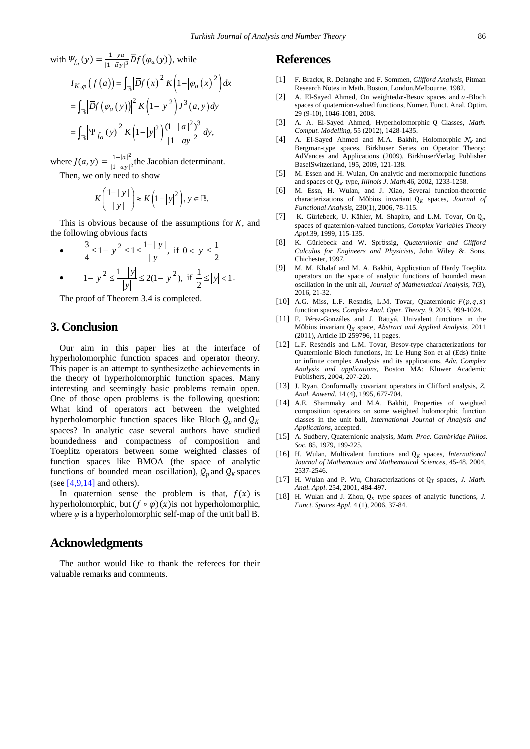with $\Psi_{f_a}(y) = \frac{1-\bar{y}a}{|1-\bar{a}y|^3}\overline{D}f\left(\varphi_a(y)\right)$, while

$$
\begin{aligned}
I_{K,\varphi}\left(f(a)\right) &= \int_{\mathbb{B}}\left|\overline{D}f(x)\right|^2 K\left(1-\left|\varphi_a(x)\right|^2\right)dx \\
&= \int_{\mathbb{B}}\left|\overline{D}f\left(\varphi_a(y)\right)\right|^2 K\left(1-|y|^2\right)J^3(a,y)\,dy \\
&= \int_{\mathbb{B}}\left|\Psi_{f_a}(y)\right|^2 K\left(1-|y|^2\right)\frac{(1-|a|^2)^3}{|1-\overline{a}y|^2}\,dy,
\end{aligned}
$$

where $J(a,y) = \frac{1-|a|^2}{|1-\bar{a}y|^2}$the Jacobian determinant.

Then, we only need to show

$$
K\left(\frac{1-|y|}{|y|}\right) \approx K\left(1-|y|^2\right), y \in \mathbb{B}.
$$

This is obvious because of the assumptions for $K$, and the following obvious facts

- $\frac{3}{4} \le 1-|y|^2 \le 1 \le \frac{1-|y|}{|y|}, \text{ if } 0<|y| \le \frac{1}{2}$
- $1-|y|^2 \le \frac{1-|y|}{|y|} \le 2(1-|y|^2), \text{ if } \frac{1}{2} \le |y| < 1.$

The proof of Theorem 3.4 is completed.

## 3. Conclusion

Our aim in this paper lies at the interface of hyperholomorphic function spaces and operator theory. This paper is an attempt to synthesizethe achievements in the theory of hyperholomorphic function spaces. Many interesting and seemingly basic problems remain open. One of those open problems is the following question: What kind of operators act between the weighted hyperholomorphic function spaces like Bloch $Q_p$ and $Q_K$ spaces? In analytic case several authors have studied boundedness and compactness of composition and Toeplitz operators between some weighted classes of function spaces like BMOA (the space of analytic functions of bounded mean oscillation), $Q_p$ and $Q_K$ spaces (see [4,9,14] and others).

In quaternion sense the problem is that, $f(x)$ is hyperholomorphic, but $(f \circ \varphi)(x)$is not hyperholomorphic, where $\varphi$ is a hyperholomorphic self-map of the unit ball B.

## Acknowledgments

The author would like to thank the referees for their valuable remarks and comments.

## References

[1] F. Brackx, R. Delanghe and F. Sommen, *Clifford Analysis*, Pitman Research Notes in Math. Boston, London,Melbourne, 1982.

[2] A. El-Sayed Ahmed, On weighted$\alpha$-Besov spaces and $\alpha$-Bloch spaces of quaternion-valued functions, Numer. Funct. Anal. Optim. 29 (9-10), 1046-1081, 2008.

[3] A. A. El-Sayed Ahmed, Hyperholomorphic Q Classes, *Math. Comput. Modelling*, 55 (2012), 1428-1435.

[4] A. El-Sayed Ahmed and M.A. Bakhit, Holomorphic $\mathcal{N}_K$ and Bergman-type spaces, Birkhuser Series on Operator Theory: AdVances and Applications (2009), BirkhuserVerlag Publisher BaselSwitzerland, 195, 2009, 121-138.

[5] M. Essen and H. Wulan, On analytic and meromorphic functions and spaces of $Q_K$ type, *Illinois J. Math.*46, 2002, 1233-1258.

[6] M. Essn, H. Wulan, and J. Xiao, Several function-theoretic characterizations of Möbius invariant $Q_K$ spaces, *Journal of Functional Analysis*, 230(1), 2006, 78-115.

[7] K. Gürlebeck, U. Kähler, M. Shapiro, and L.M. Tovar, On $Q_p$ spaces of quaternion-valued functions, *Complex Variables Theory Appl.*39, 1999, 115-135.

[8] K. Gürlebeck and W. Sprӧssig, *Quaternionic and Clifford Calculus for Engineers and Physicists*, John Wiley &. Sons, Chichester, 1997.

[9] M. M. Khalaf and M. A. Bakhit, Application of Hardy Toeplitz operators on the space of analytic functions of bounded mean oscillation in the unit all, *Journal of Mathematical Analysis*, 7(3), 2016, 21-32.

[10] A.G. Miss, L.F. Resndis, L.M. Tovar, Quaternionic $F(p,q,s)$ function spaces, *Complex Anal. Oper. Theory*, 9, 2015, 999-1024.

[11] F. Pérez-Gonzáles and J. Rättyá, Univalent functions in the Möbius invariant $Q_K$ space, *Abstract and Applied Analysis*, 2011 (2011), Article ID 259796, 11 pages.

[12] L.F. Reséndis and L.M. Tovar, Besov-type characterizations for Quaternionic Bloch functions, In: Le Hung Son et al (Eds) finite or infinite complex Analysis and its applications, *Adv. Complex Analysis and applications*, Boston MA: Kluwer Academic Publishers, 2004, 207-220.

[13] J. Ryan, Conformally covariant operators in Clifford analysis, *Z. Anal. Anwend*. 14 (4), 1995, 677-704.

[14] A.E. Shammaky and M.A. Bakhit, Properties of weighted composition operators on some weighted holomorphic function classes in the unit ball, *International Journal of Analysis and Applications*, accepted.

[15] A. Sudbery, Quaternionic analysis, *Math. Proc. Cambridge Philos. Soc*. 85, 1979, 199-225.

[16] H. Wulan, Multivalent functions and $Q_K$ spaces, *International Journal of Mathematics and Mathematical Sciences*, 45-48, 2004, 2537-2546.

[17] H. Wulan and P. Wu, Characterizations of $Q_T$ spaces, *J. Math. Anal. Appl*. 254, 2001, 484-497.

[18] H. Wulan and J. Zhou, $Q_K$ type spaces of analytic functions, *J. Funct. Spaces Appl*. 4 (1), 2006, 37-84.